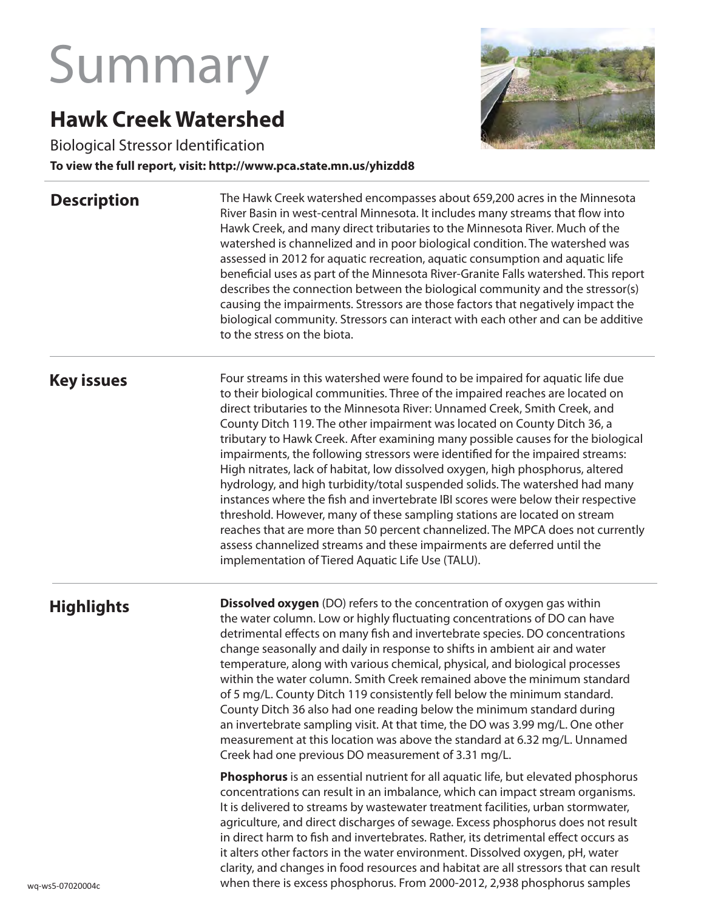# Summary

## Hawk Creek Watershed

Biological Stressor Identification

**To view the full report, visit: http://www.pca.state.mn.us/yhizdd8**

### Description

The Hawk Creek watershed encompasses about 659,200 acres in the Minnesota River Basin in west-central Minnesota. It includes many streams that flow into Hawk Creek, and many direct tributaries to the Minnesota River. Much of the watershed is channelized and in poor biological condition. The watershed was assessed in 2012 for aquatic recreation, aquatic consumption and aquatic life beneficial uses as part of the Minnesota River-Granite Falls watershed. This report describes the connection between the biological community and the stressor(s) causing the impairments. Stressors are those factors that negatively impact the biological community. Stressors can interact with each other and can be additive to the stress on the biota.

### Key issues

Four streams in this watershed were found to be impaired for aquatic life due to their biological communities. Three of the impaired reaches are located on direct tributaries to the Minnesota River: Unnamed Creek, Smith Creek, and County Ditch 119. The other impairment was located on County Ditch 36, a tributary to Hawk Creek. After examining many possible causes for the biological impairments, the following stressors were identified for the impaired streams: High nitrates, lack of habitat, low dissolved oxygen, high phosphorus, altered hydrology, and high turbidity/total suspended solids. The watershed had many instances where the fish and invertebrate IBI scores were below their respective threshold. However, many of these sampling stations are located on stream reaches that are more than 50 percent channelized. The MPCA does not currently assess channelized streams and these impairments are deferred until the implementation of Tiered Aquatic Life Use (TALU).

### Highlights

**Dissolved oxygen** (DO) refers to the concentration of oxygen gas within the water column. Low or highly fluctuating concentrations of DO can have detrimental effects on many fish and invertebrate species. DO concentrations change seasonally and daily in response to shifts in ambient air and water temperature, along with various chemical, physical, and biological processes within the water column. Smith Creek remained above the minimum standard of 5 mg/L. County Ditch 119 consistently fell below the minimum standard. County Ditch 36 also had one reading below the minimum standard during an invertebrate sampling visit. At that time, the DO was 3.99 mg/L. One other measurement at this location was above the standard at 6.32 mg/L. Unnamed Creek had one previous DO measurement of 3.31 mg/L.

**Phosphorus** is an essential nutrient for all aquatic life, but elevated phosphorus concentrations can result in an imbalance, which can impact stream organisms. It is delivered to streams by wastewater treatment facilities, urban stormwater, agriculture, and direct discharges of sewage. Excess phosphorus does not result in direct harm to fish and invertebrates. Rather, its detrimental effect occurs as it alters other factors in the water environment. Dissolved oxygen, pH, water clarity, and changes in food resources and habitat are all stressors that can result when there is excess phosphorus. From 2000-2012, 2,938 phosphorus samples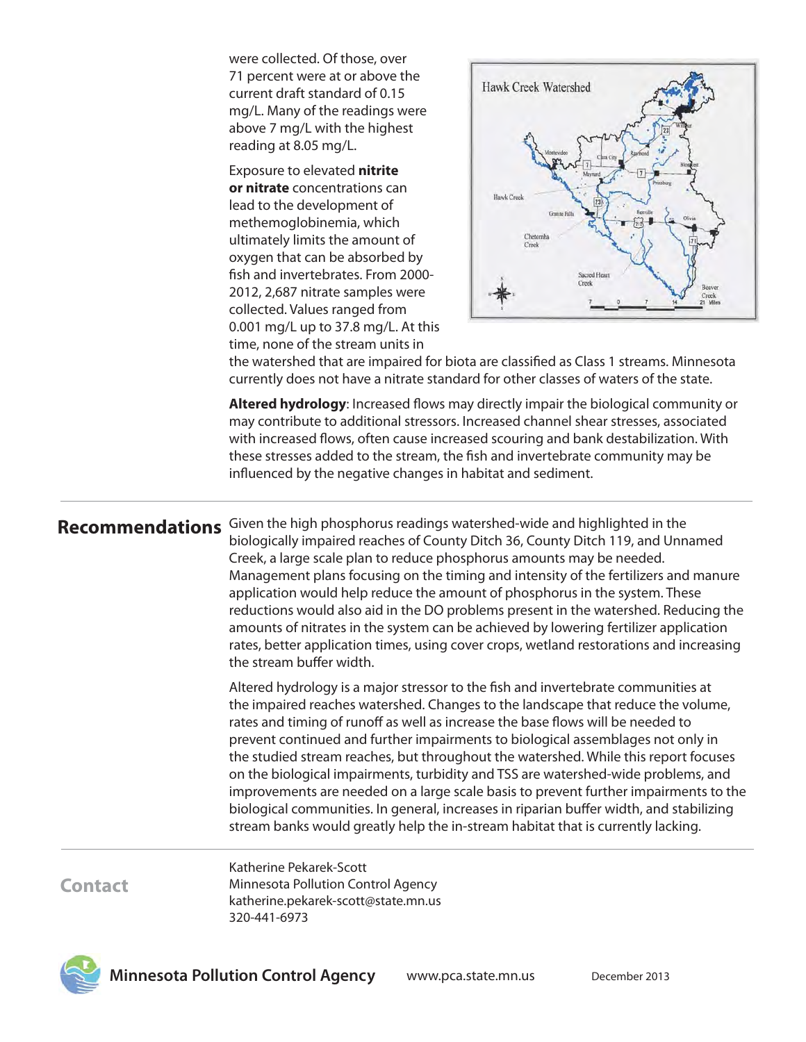were collected. Of those, over 71 percent were at or above the current draft standard of 0.15 mg/L. Many of the readings were above 7 mg/L with the highest reading at 8.05 mg/L.

Exposure to elevated **nitrite or nitrate** concentrations can lead to the development of methemoglobinemia, which ultimately limits the amount of oxygen that can be absorbed by fish and invertebrates. From 2000-2012, 2,687 nitrate samples were collected. Values ranged from 0.001 mg/L up to 37.8 mg/L. At this time, none of the stream units in the watershed that are impaired for biota are classified as Class 1 streams. Minnesota currently does not have a nitrate standard for other classes of waters of the state.

Hawk Creek Watershed

Willmar
Montevideo
Clara City
Raymond
Maynard
Blomkest
Prinsburg
Hawk Creek
Granite Falls
Renville
Olivia
Chetomba Creek
Sacred Heart Creek
Beaver Creek
7 0 7 14 21 Miles

**Altered hydrology**: Increased flows may directly impair the biological community or may contribute to additional stressors. Increased channel shear stresses, associated with increased flows, often cause increased scouring and bank destabilization. With these stresses added to the stream, the fish and invertebrate community may be influenced by the negative changes in habitat and sediment.

## Recommendations

Given the high phosphorus readings watershed-wide and highlighted in the biologically impaired reaches of County Ditch 36, County Ditch 119, and Unnamed Creek, a large scale plan to reduce phosphorus amounts may be needed. Management plans focusing on the timing and intensity of the fertilizers and manure application would help reduce the amount of phosphorus in the system. These reductions would also aid in the DO problems present in the watershed. Reducing the amounts of nitrates in the system can be achieved by lowering fertilizer application rates, better application times, using cover crops, wetland restorations and increasing the stream buffer width.

Altered hydrology is a major stressor to the fish and invertebrate communities at the impaired reaches watershed. Changes to the landscape that reduce the volume, rates and timing of runoff as well as increase the base flows will be needed to prevent continued and further impairments to biological assemblages not only in the studied stream reaches, but throughout the watershed. While this report focuses on the biological impairments, turbidity and TSS are watershed-wide problems, and improvements are needed on a large scale basis to prevent further impairments to the biological communities. In general, increases in riparian buffer width, and stabilizing stream banks would greatly help the in-stream habitat that is currently lacking.

## Contact

Katherine Pekarek-Scott
Minnesota Pollution Control Agency
katherine.pekarek-scott@state.mn.us
320-441-6973

Minnesota Pollution Control Agency www.pca.state.mn.us December 2013